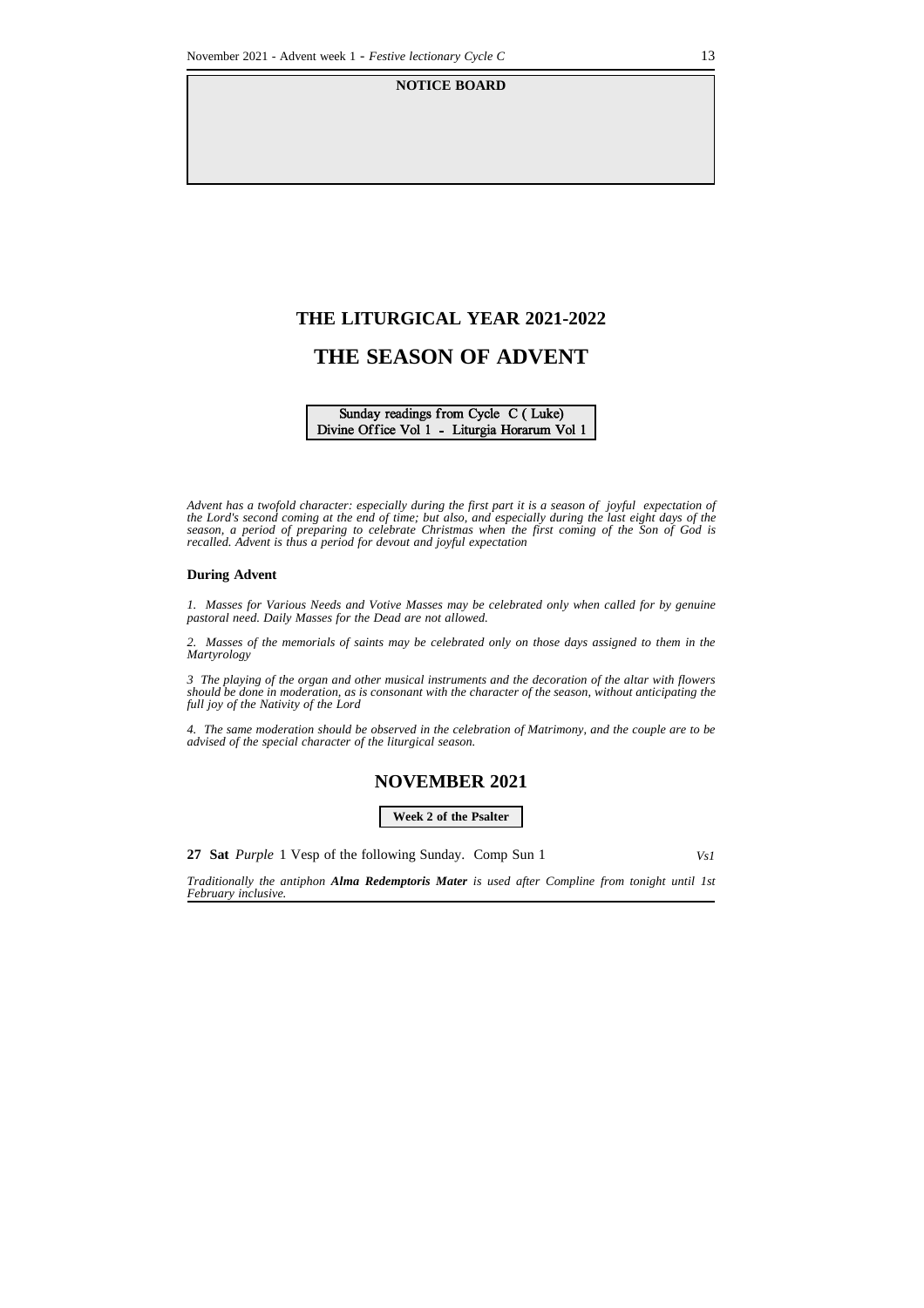**NOTICE BOARD**

# THE LITURGICAL YEAR 2021-2022

# THE SEASON OF ADVENT

Sunday readings from Cycle C ( Luke)
Divine Office Vol 1 - Liturgia Horarum Vol 1

*Advent has a twofold character: especially during the first part it is a season of joyful expectation of the Lord's second coming at the end of time; but also, and especially during the last eight days of the season, a period of preparing to celebrate Christmas when the first coming of the Son of God is recalled. Advent is thus a period for devout and joyful expectation*

**During Advent**

*1. Masses for Various Needs and Votive Masses may be celebrated only when called for by genuine pastoral need. Daily Masses for the Dead are not allowed.*

*2. Masses of the memorials of saints may be celebrated only on those days assigned to them in the Martyrology*

*3 The playing of the organ and other musical instruments and the decoration of the altar with flowers should be done in moderation, as is consonant with the character of the season, without anticipating the full joy of the Nativity of the Lord*

*4. The same moderation should be observed in the celebration of Matrimony, and the couple are to be advised of the special character of the liturgical season.*

## NOVEMBER 2021

**Week 2 of the Psalter**

**27 Sat** *Purple* 1 Vesp of the following Sunday. Comp Sun 1 *Vs1*

*Traditionally the antiphon* ***Alma Redemptoris Mater*** *is used after Compline from tonight until 1st February inclusive.*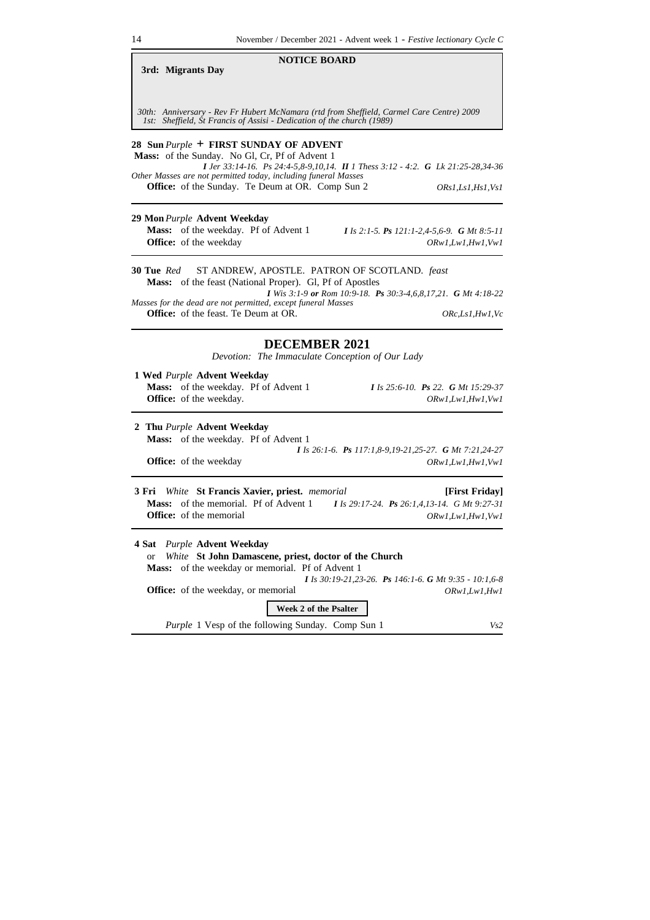**NOTICE BOARD**

**3rd: Migrants Day**

*30th: Anniversary - Rev Fr Hubert McNamara (rtd from Sheffield, Carmel Care Centre) 2009*
*1st: Sheffield, St Francis of Assisi - Dedication of the church (1989)*

**28 Sun** *Purple* **+ FIRST SUNDAY OF ADVENT**
**Mass:** of the Sunday. No Gl, Cr, Pf of Advent 1
***I*** *Jer 33:14-16. Ps 24:4-5,8-9,10,14.* ***II*** *1 Thess 3:12 - 4:2.* ***G*** *Lk 21:25-28,34-36*
*Other Masses are not permitted today, including funeral Masses*
**Office:** of the Sunday. Te Deum at OR. Comp Sun 2 *ORs1,Ls1,Hs1,Vs1*

**29 Mon** *Purple* **Advent Weekday**
**Mass:** of the weekday. Pf of Advent 1 ***I*** *Is 2:1-5.* ***Ps*** *121:1-2,4-5,6-9.* ***G*** *Mt 8:5-11*
**Office:** of the weekday *ORw1,Lw1,Hw1,Vw1*

**30 Tue** *Red* ST ANDREW, APOSTLE. PATRON OF SCOTLAND. *feast*
**Mass:** of the feast (National Proper). Gl, Pf of Apostles
***I*** *Wis 3:1-9* ***or*** *Rom 10:9-18.* ***Ps*** *30:3-4,6,8,17,21.* ***G*** *Mt 4:18-22*
*Masses for the dead are not permitted, except funeral Masses*
**Office:** of the feast. Te Deum at OR. *ORc,Ls1,Hw1,Vc*

## DECEMBER 2021

*Devotion: The Immaculate Conception of Our Lady*

**1 Wed** *Purple* **Advent Weekday**
**Mass:** of the weekday. Pf of Advent 1 ***I*** *Is 25:6-10.* ***Ps*** *22.* ***G*** *Mt 15:29-37*
**Office:** of the weekday. *ORw1,Lw1,Hw1,Vw1*

**2 Thu** *Purple* **Advent Weekday**
**Mass:** of the weekday. Pf of Advent 1
***I*** *Is 26:1-6.* ***Ps*** *117:1,8-9,19-21,25-27.* ***G*** *Mt 7:21,24-27*
**Office:** of the weekday *ORw1,Lw1,Hw1,Vw1*

**3 Fri** *White* **St Francis Xavier, priest.** *memorial* **[First Friday]**
**Mass:** of the memorial. Pf of Advent 1 ***I*** *Is 29:17-24.* ***Ps*** *26:1,4,13-14. G Mt 9:27-31*
**Office:** of the memorial *ORw1,Lw1,Hw1,Vw1*

**4 Sat** *Purple* **Advent Weekday**
or *White* **St John Damascene, priest, doctor of the Church**
**Mass:** of the weekday or memorial. Pf of Advent 1
***I*** *Is 30:19-21,23-26.* ***Ps*** *146:1-6.* ***G*** *Mt 9:35 - 10:1,6-8*
**Office:** of the weekday, or memorial *ORw1,Lw1,Hw1*

**Week 2 of the Psalter**

*Purple* 1 Vesp of the following Sunday. Comp Sun 1 *Vs2*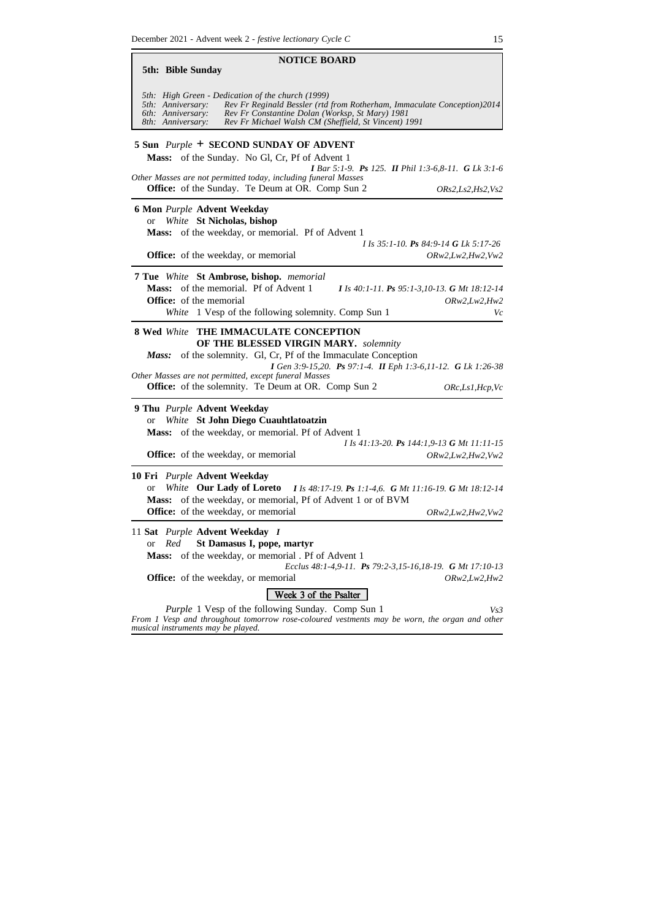## NOTICE BOARD

**5th: Bible Sunday**

*5th: High Green - Dedication of the church (1999)*
*5th: Anniversary: Rev Fr Reginald Bessler (rtd from Rotherham, Immaculate Conception)2014*
*6th: Anniversary: Rev Fr Constantine Dolan (Worksp, St Mary) 1981*
*8th: Anniversary: Rev Fr Michael Walsh CM (Sheffield, St Vincent) 1991*

---

**5 Sun** *Purple* + **SECOND SUNDAY OF ADVENT**

**Mass:** of the Sunday. No Gl, Cr, Pf of Advent 1
***I*** *Bar 5:1-9.* ***Ps*** *125.* ***II*** *Phil 1:3-6,8-11.* ***G*** *Lk 3:1-6*
*Other Masses are not permitted today, including funeral Masses*
**Office:** of the Sunday. Te Deum at OR. Comp Sun 2 *ORs2,Ls2,Hs2,Vs2*

---

**6 Mon** *Purple* **Advent Weekday**
or *White* **St Nicholas, bishop**
**Mass:** of the weekday, or memorial. Pf of Advent 1
*I Is 35:1-10.* ***Ps*** *84:9-14* ***G*** *Lk 5:17-26*
**Office:** of the weekday, or memorial *ORw2,Lw2,Hw2,Vw2*

---

**7 Tue** *White* **St Ambrose, bishop.** *memorial*
**Mass:** of the memorial. Pf of Advent 1 ***I*** *Is 40:1-11.* ***Ps*** *95:1-3,10-13.* ***G*** *Mt 18:12-14*
**Office:** of the memorial *ORw2,Lw2,Hw2*
*White* 1 Vesp of the following solemnity. Comp Sun 1 *Vc*

---

**8 Wed** *White* **THE IMMACULATE CONCEPTION OF THE BLESSED VIRGIN MARY.** *solemnity*
***Mass:*** of the solemnity. Gl, Cr, Pf of the Immaculate Conception
***I*** *Gen 3:9-15,20.* ***Ps*** *97:1-4.* ***II*** *Eph 1:3-6,11-12.* ***G*** *Lk 1:26-38*
*Other Masses are not permitted, except funeral Masses*
**Office:** of the solemnity. Te Deum at OR. Comp Sun 2 *ORc,Ls1,Hcp,Vc*

---

**9 Thu** *Purple* **Advent Weekday**
or *White* **St John Diego Cuauhtlatoatzin**
**Mass:** of the weekday, or memorial. Pf of Advent 1
*I Is 41:13-20.* ***Ps*** *144:1,9-13* ***G*** *Mt 11:11-15*
**Office:** of the weekday, or memorial *ORw2,Lw2,Hw2,Vw2*

---

**10 Fri** *Purple* **Advent Weekday**
or *White* **Our Lady of Loreto** ***I*** *Is 48:17-19.* ***Ps*** *1:1-4,6.* ***G*** *Mt 11:16-19.* ***G*** *Mt 18:12-14*
**Mass:** of the weekday, or memorial, Pf of Advent 1 or of BVM
**Office:** of the weekday, or memorial *ORw2,Lw2,Hw2,Vw2*

---

11 **Sat** *Purple* **Advent Weekday** ***I***
or *Red* **St Damasus I, pope, martyr**
**Mass:** of the weekday, or memorial . Pf of Advent 1
*Ecclus 48:1-4,9-11.* ***Ps*** *79:2-3,15-16,18-19.* ***G*** *Mt 17:10-13*
**Office:** of the weekday, or memorial *ORw2,Lw2,Hw2*

**Week 3 of the Psalter**

*Purple* 1 Vesp of the following Sunday. Comp Sun 1 *Vs3*
*From 1 Vesp and throughout tomorrow rose-coloured vestments may be worn, the organ and other musical instruments may be played.*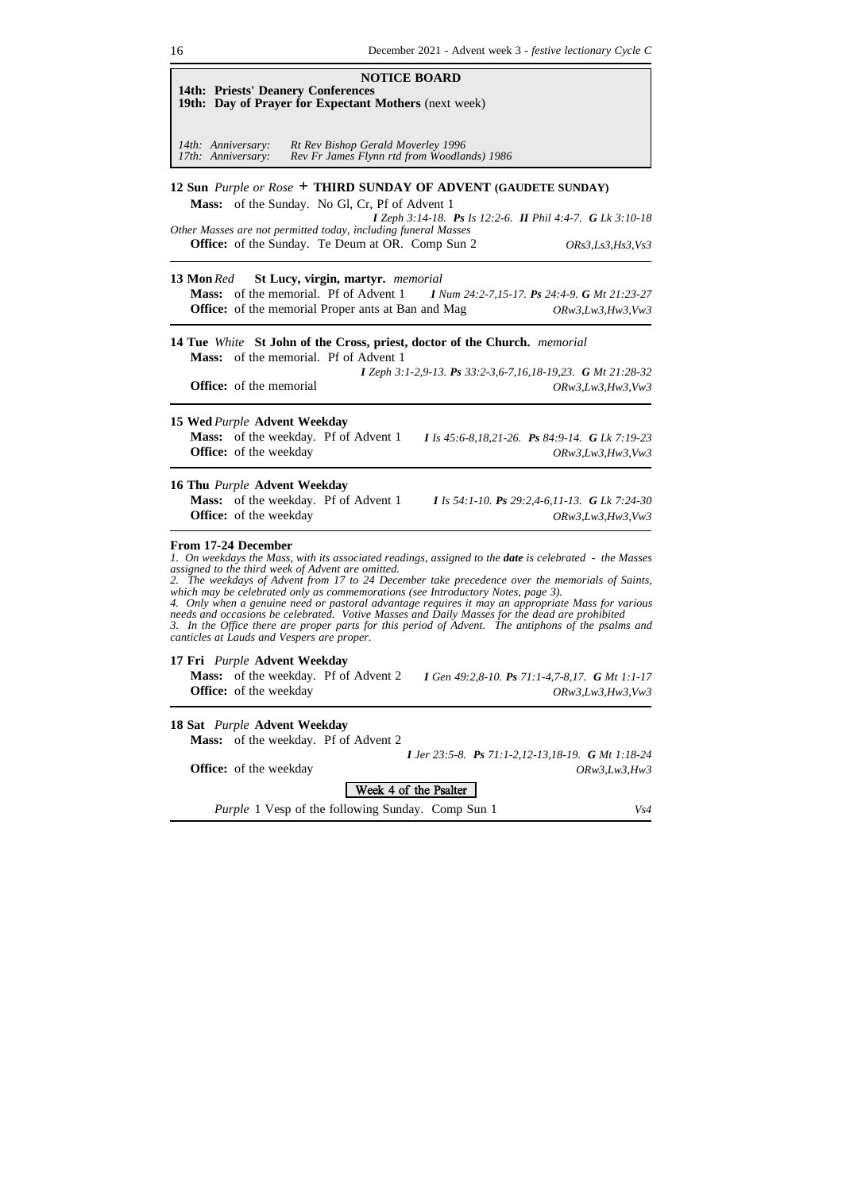**NOTICE BOARD**

**14th: Priests' Deanery Conferences**
**19th: Day of Prayer for Expectant Mothers** (next week)

*14th: Anniversary:* *Rt Rev Bishop Gerald Moverley 1996*
*17th: Anniversary:* *Rev Fr James Flynn rtd from Woodlands) 1986*

**12 Sun** *Purple or Rose* **+ THIRD SUNDAY OF ADVENT (GAUDETE SUNDAY)**

**Mass:** of the Sunday. No Gl, Cr, Pf of Advent 1

***I*** *Zeph 3:14-18.* ***Ps*** *Is 12:2-6.* ***II*** *Phil 4:4-7.* ***G*** *Lk 3:10-18*

*Other Masses are not permitted today, including funeral Masses*

**Office:** of the Sunday. Te Deum at OR. Comp Sun 2 — *ORs3,Ls3,Hs3,Vs3*

---

**13 Mon** *Red* **St Lucy, virgin, martyr.** *memorial*

**Mass:** of the memorial. Pf of Advent 1 — ***I*** *Num 24:2-7,15-17.* ***Ps*** *24:4-9.* ***G*** *Mt 21:23-27*

**Office:** of the memorial Proper ants at Ban and Mag — *ORw3,Lw3,Hw3,Vw3*

---

**14 Tue** *White* **St John of the Cross, priest, doctor of the Church.** *memorial*

**Mass:** of the memorial. Pf of Advent 1

***I*** *Zeph 3:1-2,9-13.* ***Ps*** *33:2-3,6-7,16,18-19,23.* ***G*** *Mt 21:28-32*

**Office:** of the memorial — *ORw3,Lw3,Hw3,Vw3*

---

**15 Wed** *Purple* **Advent Weekday**

**Mass:** of the weekday. Pf of Advent 1 — ***I*** *Is 45:6-8,18,21-26.* ***Ps*** *84:9-14.* ***G*** *Lk 7:19-23*

**Office:** of the weekday — *ORw3,Lw3,Hw3,Vw3*

---

**16 Thu** *Purple* **Advent Weekday**

**Mass:** of the weekday. Pf of Advent 1 — ***I*** *Is 54:1-10.* ***Ps*** *29:2,4-6,11-13.* ***G*** *Lk 7:24-30*

**Office:** of the weekday — *ORw3,Lw3,Hw3,Vw3*

---

**From 17-24 December**

*1. On weekdays the Mass, with its associated readings, assigned to the* ***date*** *is celebrated - the Masses assigned to the third week of Advent are omitted.*

*2. The weekdays of Advent from 17 to 24 December take precedence over the memorials of Saints, which may be celebrated only as commemorations (see Introductory Notes, page 3).*

*4. Only when a genuine need or pastoral advantage requires it may an appropriate Mass for various needs and occasions be celebrated. Votive Masses and Daily Masses for the dead are prohibited*

*3. In the Office there are proper parts for this period of Advent. The antiphons of the psalms and canticles at Lauds and Vespers are proper.*

**17 Fri** *Purple* **Advent Weekday**

**Mass:** of the weekday. Pf of Advent 2 — ***I*** *Gen 49:2,8-10.* ***Ps*** *71:1-4,7-8,17.* ***G*** *Mt 1:1-17*

**Office:** of the weekday — *ORw3,Lw3,Hw3,Vw3*

---

**18 Sat** *Purple* **Advent Weekday**

**Mass:** of the weekday. Pf of Advent 2

***I*** *Jer 23:5-8.* ***Ps*** *71:1-2,12-13,18-19.* ***G*** *Mt 1:18-24*

**Office:** of the weekday — *ORw3,Lw3,Hw3*

Week 4 of the Psalter

*Purple* 1 Vesp of the following Sunday. Comp Sun 1 — *Vs4*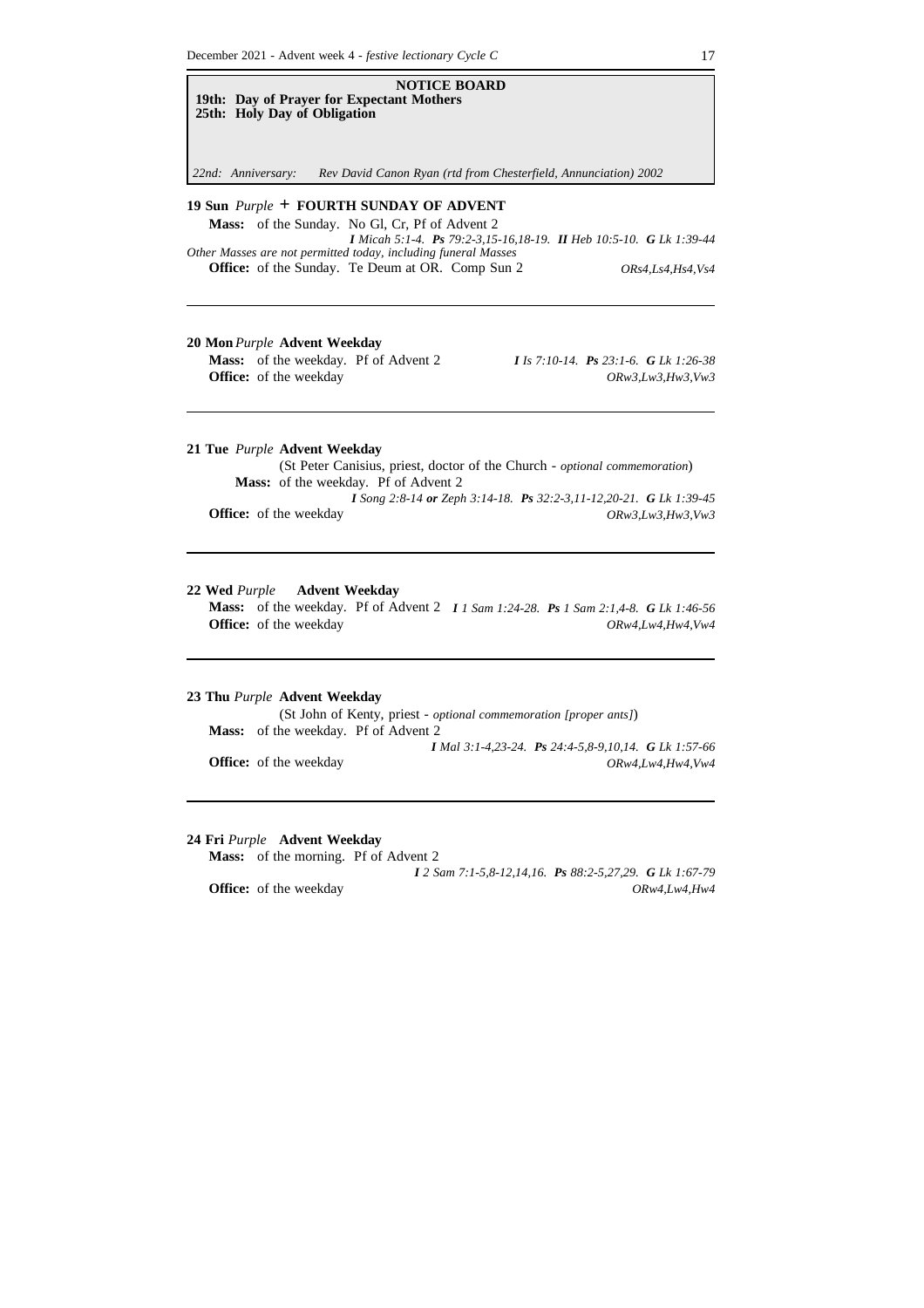**NOTICE BOARD**

**19th: Day of Prayer for Expectant Mothers**
**25th: Holy Day of Obligation**

*22nd: Anniversary: Rev David Canon Ryan (rtd from Chesterfield, Annunciation) 2002*

---

**19 Sun** *Purple* + **FOURTH SUNDAY OF ADVENT**

**Mass:** of the Sunday. No Gl, Cr, Pf of Advent 2
*I Micah 5:1-4. Ps 79:2-3,15-16,18-19. II Heb 10:5-10. G Lk 1:39-44*
*Other Masses are not permitted today, including funeral Masses*
**Office:** of the Sunday. Te Deum at OR. Comp Sun 2 *ORs4,Ls4,Hs4,Vs4*

---

**20 Mon** *Purple* **Advent Weekday**

**Mass:** of the weekday. Pf of Advent 2 *I Is 7:10-14. Ps 23:1-6. G Lk 1:26-38*
**Office:** of the weekday *ORw3,Lw3,Hw3,Vw3*

---

**21 Tue** *Purple* **Advent Weekday**

(St Peter Canisius, priest, doctor of the Church - *optional commemoration*)
**Mass:** of the weekday. Pf of Advent 2
*I Song 2:8-14 **or** Zeph 3:14-18. Ps 32:2-3,11-12,20-21. G Lk 1:39-45*
**Office:** of the weekday *ORw3,Lw3,Hw3,Vw3*

---

**22 Wed** *Purple* **Advent Weekday**

**Mass:** of the weekday. Pf of Advent 2 *I 1 Sam 1:24-28. Ps 1 Sam 2:1,4-8. G Lk 1:46-56*
**Office:** of the weekday *ORw4,Lw4,Hw4,Vw4*

---

**23 Thu** *Purple* **Advent Weekday**

(St John of Kenty, priest - *optional commemoration [proper ants]*)
**Mass:** of the weekday. Pf of Advent 2
*I Mal 3:1-4,23-24. Ps 24:4-5,8-9,10,14. G Lk 1:57-66*
**Office:** of the weekday *ORw4,Lw4,Hw4,Vw4*

---

**24 Fri** *Purple* **Advent Weekday**

**Mass:** of the morning. Pf of Advent 2
*I 2 Sam 7:1-5,8-12,14,16. Ps 88:2-5,27,29. G Lk 1:67-79*
**Office:** of the weekday *ORw4,Lw4,Hw4*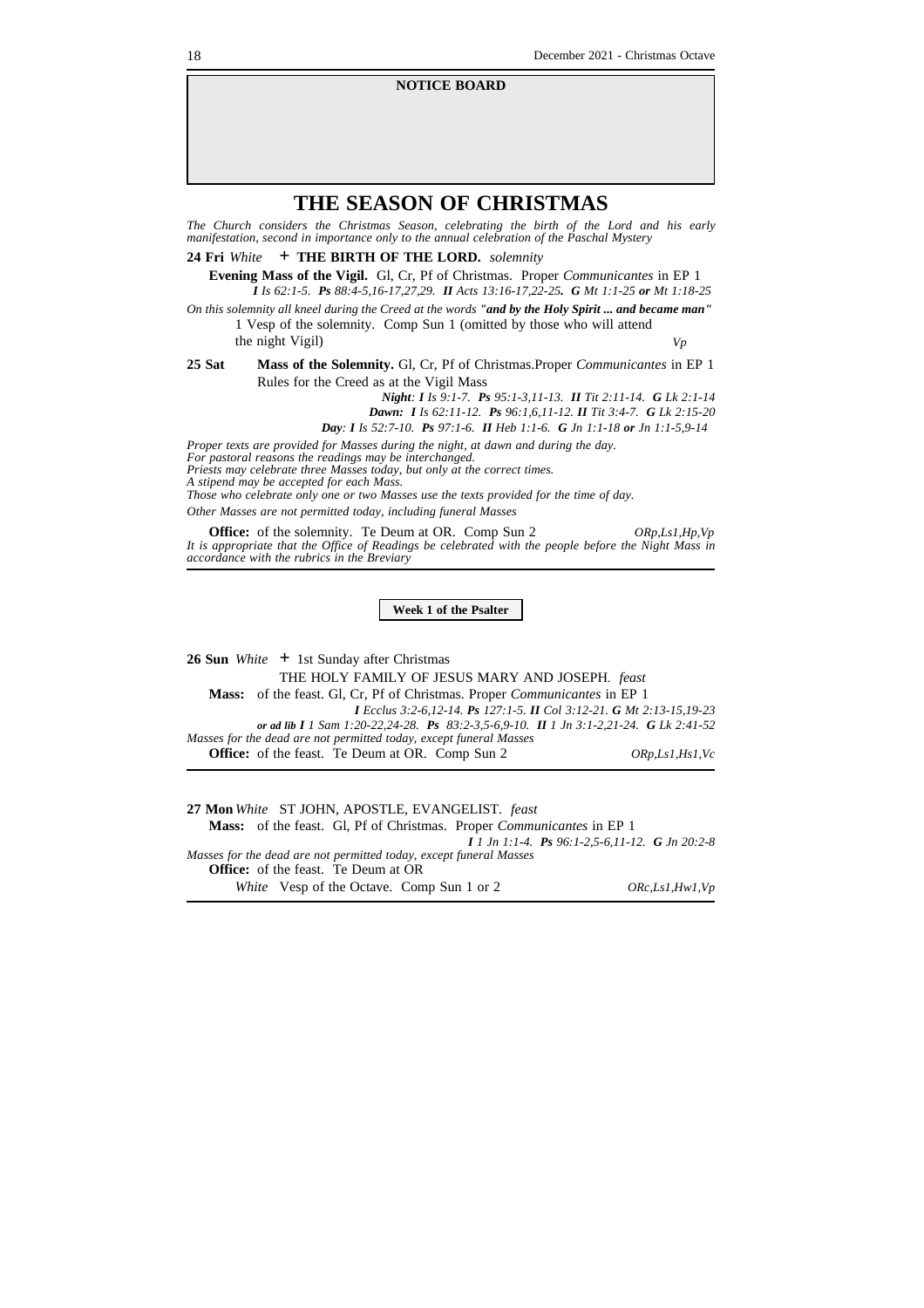**NOTICE BOARD**

# THE SEASON OF CHRISTMAS

*The Church considers the Christmas Season, celebrating the birth of the Lord and his early manifestation, second in importance only to the annual celebration of the Paschal Mystery*

**24 Fri** *White* **+ THE BIRTH OF THE LORD.** *solemnity*

**Evening Mass of the Vigil.** Gl, Cr, Pf of Christmas. Proper *Communicantes* in EP 1

***I** Is 62:1-5. **Ps** 88:4-5,16-17,27,29. **II** Acts 13:16-17,22-25. **G** Mt 1:1-25 **or** Mt 1:18-25*

*On this solemnity all kneel during the Creed at the words **"and by the Holy Spirit ... and became man"***

1 Vesp of the solemnity. Comp Sun 1 (omitted by those who will attend the night Vigil) *Vp*

**25 Sat** **Mass of the Solemnity.** Gl, Cr, Pf of Christmas.Proper *Communicantes* in EP 1

Rules for the Creed as at the Vigil Mass

***Night**: **I** Is 9:1-7. **Ps** 95:1-3,11-13. **II** Tit 2:11-14. **G** Lk 2:1-14*

***Dawn:** **I** Is 62:11-12. **Ps** 96:1,6,11-12. **II** Tit 3:4-7. **G** Lk 2:15-20*

***Day**: **I** Is 52:7-10. **Ps** 97:1-6. **II** Heb 1:1-6. **G** Jn 1:1-18 **or** Jn 1:1-5,9-14*

*Proper texts are provided for Masses during the night, at dawn and during the day.*
*For pastoral reasons the readings may be interchanged.*
*Priests may celebrate three Masses today, but only at the correct times.*
*A stipend may be accepted for each Mass.*
*Those who celebrate only one or two Masses use the texts provided for the time of day.*
*Other Masses are not permitted today, including funeral Masses*

**Office:** of the solemnity. Te Deum at OR. Comp Sun 2 *ORp,Ls1,Hp,Vp*

*It is appropriate that the Office of Readings be celebrated with the people before the Night Mass in accordance with the rubrics in the Breviary*

---

**Week 1 of the Psalter**

**26 Sun** *White* **+** 1st Sunday after Christmas

THE HOLY FAMILY OF JESUS MARY AND JOSEPH. *feast*

**Mass:** of the feast. Gl, Cr, Pf of Christmas. Proper *Communicantes* in EP 1

***I** Ecclus 3:2-6,12-14. **Ps** 127:1-5. **II** Col 3:12-21. **G** Mt 2:13-15,19-23*

***or ad lib I** 1 Sam 1:20-22,24-28. **Ps** 83:2-3,5-6,9-10. **II** 1 Jn 3:1-2,21-24. **G** Lk 2:41-52*

*Masses for the dead are not permitted today, except funeral Masses*

**Office:** of the feast. Te Deum at OR. Comp Sun 2 *ORp,Ls1,Hs1,Vc*

---

**27 Mon** *White* ST JOHN, APOSTLE, EVANGELIST. *feast*

**Mass:** of the feast. Gl, Pf of Christmas. Proper *Communicantes* in EP 1

***I** 1 Jn 1:1-4. **Ps** 96:1-2,5-6,11-12. **G** Jn 20:2-8*

*Masses for the dead are not permitted today, except funeral Masses*

**Office:** of the feast. Te Deum at OR

*White* Vesp of the Octave. Comp Sun 1 or 2 *ORc,Ls1,Hw1,Vp*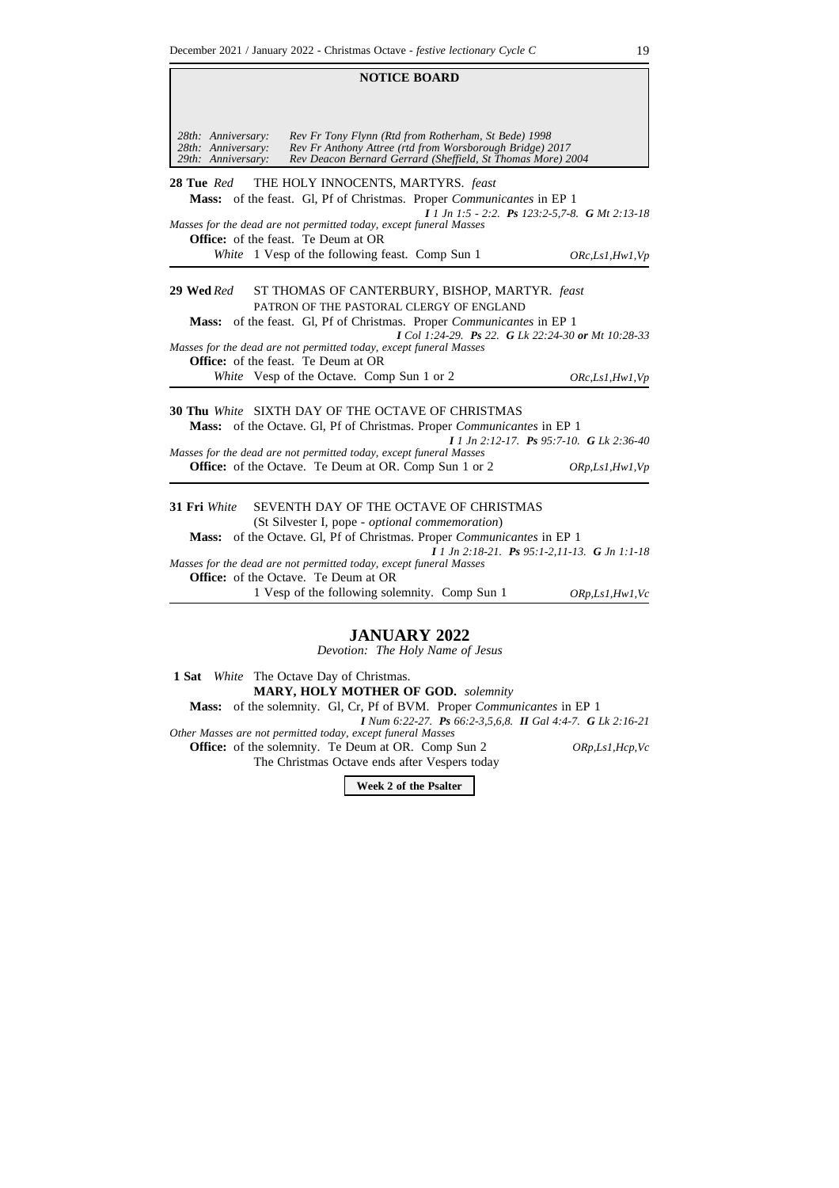## NOTICE BOARD

| | |
|---|---|
| *28th: Anniversary:* | *Rev Fr Tony Flynn (Rtd from Rotherham, St Bede) 1998* |
| *28th: Anniversary:* | *Rev Fr Anthony Attree (rtd from Worsborough Bridge) 2017* |
| *29th: Anniversary:* | *Rev Deacon Bernard Gerrard (Sheffield, St Thomas More) 2004* |

**28 Tue** *Red* THE HOLY INNOCENTS, MARTYRS. *feast*

**Mass:** of the feast. Gl, Pf of Christmas. Proper *Communicantes* in EP 1

***I*** *1 Jn 1:5 - 2:2.* ***Ps*** *123:2-5,7-8.* ***G*** *Mt 2:13-18*

*Masses for the dead are not permitted today, except funeral Masses*

**Office:** of the feast. Te Deum at OR

*White* 1 Vesp of the following feast. Comp Sun 1 *ORc,Ls1,Hw1,Vp*

---

**29 Wed** *Red* ST THOMAS OF CANTERBURY, BISHOP, MARTYR. *feast*

PATRON OF THE PASTORAL CLERGY OF ENGLAND

**Mass:** of the feast. Gl, Pf of Christmas. Proper *Communicantes* in EP 1

***I*** *Col 1:24-29.* ***Ps*** *22.* ***G*** *Lk 22:24-30* ***or*** *Mt 10:28-33*

*Masses for the dead are not permitted today, except funeral Masses*

**Office:** of the feast. Te Deum at OR

*White* Vesp of the Octave. Comp Sun 1 or 2 *ORc,Ls1,Hw1,Vp*

---

**30 Thu** *White* SIXTH DAY OF THE OCTAVE OF CHRISTMAS

**Mass:** of the Octave. Gl, Pf of Christmas. Proper *Communicantes* in EP 1

***I*** *1 Jn 2:12-17.* ***Ps*** *95:7-10.* ***G*** *Lk 2:36-40*

*Masses for the dead are not permitted today, except funeral Masses*

**Office:** of the Octave. Te Deum at OR. Comp Sun 1 or 2 *ORp,Ls1,Hw1,Vp*

---

**31 Fri** *White* SEVENTH DAY OF THE OCTAVE OF CHRISTMAS

(St Silvester I, pope - *optional commemoration*)

**Mass:** of the Octave. Gl, Pf of Christmas. Proper *Communicantes* in EP 1

***I*** *1 Jn 2:18-21.* ***Ps*** *95:1-2,11-13.* ***G*** *Jn 1:1-18*

*Masses for the dead are not permitted today, except funeral Masses*

**Office:** of the Octave. Te Deum at OR

1 Vesp of the following solemnity. Comp Sun 1 *ORp,Ls1,Hw1,Vc*

---

## JANUARY 2022

*Devotion: The Holy Name of Jesus*

**1 Sat** *White* The Octave Day of Christmas.

**MARY, HOLY MOTHER OF GOD.** *solemnity*

**Mass:** of the solemnity. Gl, Cr, Pf of BVM. Proper *Communicantes* in EP 1

***I*** *Num 6:22-27.* ***Ps*** *66:2-3,5,6,8.* ***II*** *Gal 4:4-7.* ***G*** *Lk 2:16-21*

*Other Masses are not permitted today, except funeral Masses*

**Office:** of the solemnity. Te Deum at OR. Comp Sun 2 *ORp,Ls1,Hcp,Vc*

The Christmas Octave ends after Vespers today

**Week 2 of the Psalter**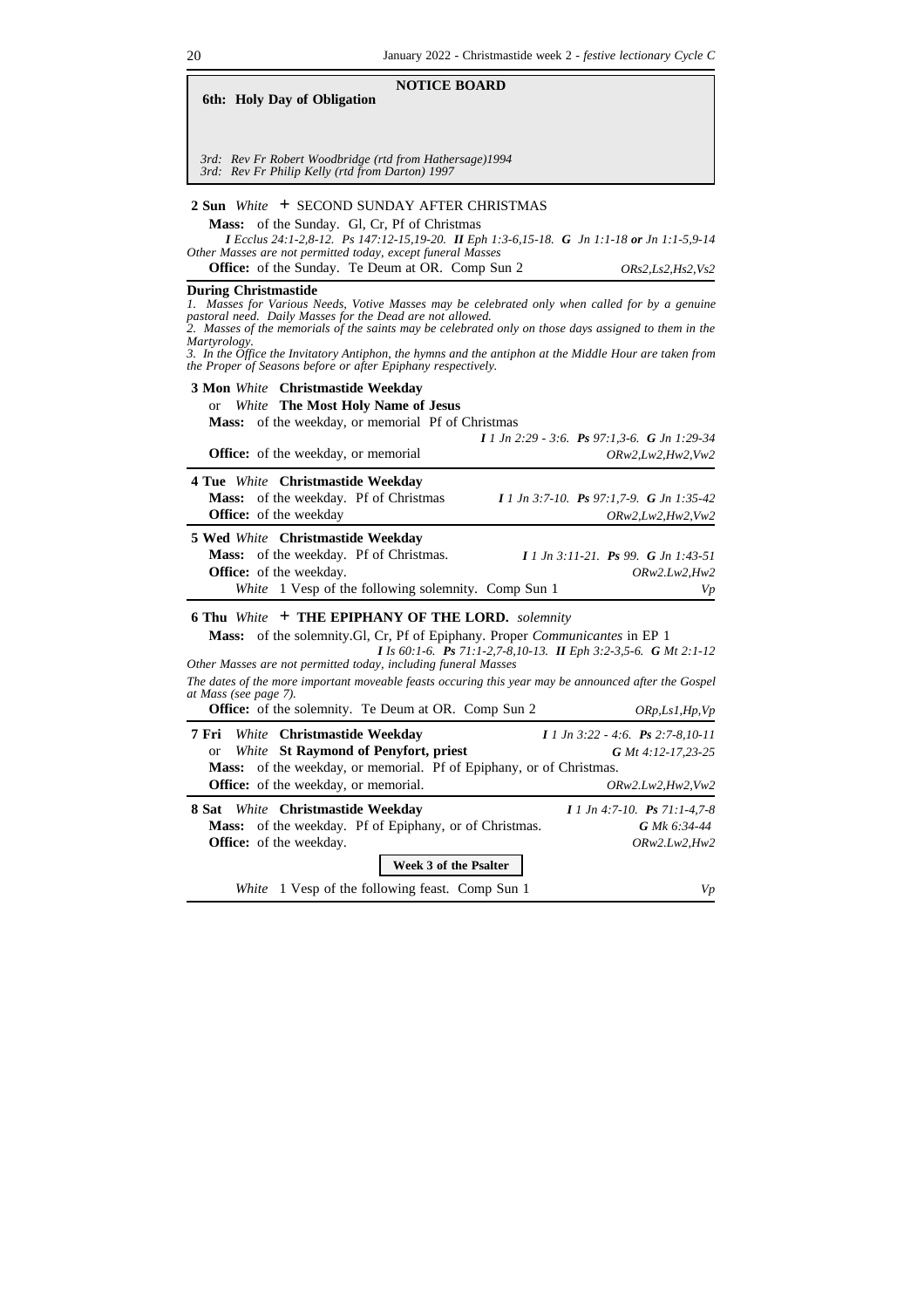## NOTICE BOARD

**6th: Holy Day of Obligation**

*3rd: Rev Fr Robert Woodbridge (rtd from Hathersage)1994*
*3rd: Rev Fr Philip Kelly (rtd from Darton) 1997*

---

**2 Sun** *White* + SECOND SUNDAY AFTER CHRISTMAS

**Mass:** of the Sunday. Gl, Cr, Pf of Christmas
***I*** *Ecclus 24:1-2,8-12.* ***Ps*** *147:12-15,19-20.* ***II*** *Eph 1:3-6,15-18.* ***G*** *Jn 1:1-18* ***or*** *Jn 1:1-5,9-14*
*Other Masses are not permitted today, except funeral Masses*
**Office:** of the Sunday. Te Deum at OR. Comp Sun 2 — *ORs2,Ls2,Hs2,Vs2*

---

**During Christmastide**
*1. Masses for Various Needs, Votive Masses may be celebrated only when called for by a genuine pastoral need. Daily Masses for the Dead are not allowed.*
*2. Masses of the memorials of the saints may be celebrated only on those days assigned to them in the Martyrology.*
*3. In the Office the Invitatory Antiphon, the hymns and the antiphon at the Middle Hour are taken from the Proper of Seasons before or after Epiphany respectively.*

---

**3 Mon** *White* **Christmastide Weekday**
or *White* **The Most Holy Name of Jesus**
**Mass:** of the weekday, or memorial Pf of Christmas
***I*** *1 Jn 2:29 - 3:6.* ***Ps*** *97:1,3-6.* ***G*** *Jn 1:29-34*
**Office:** of the weekday, or memorial — *ORw2,Lw2,Hw2,Vw2*

---

**4 Tue** *White* **Christmastide Weekday**
**Mass:** of the weekday. Pf of Christmas — ***I*** *1 Jn 3:7-10.* ***Ps*** *97:1,7-9.* ***G*** *Jn 1:35-42*
**Office:** of the weekday — *ORw2,Lw2,Hw2,Vw2*

---

**5 Wed** *White* **Christmastide Weekday**
**Mass:** of the weekday. Pf of Christmas. — ***I*** *1 Jn 3:11-21.* ***Ps*** *99.* ***G*** *Jn 1:43-51*
**Office:** of the weekday. — *ORw2.Lw2,Hw2*
*White* 1 Vesp of the following solemnity. Comp Sun 1 — *Vp*

---

**6 Thu** *White* + **THE EPIPHANY OF THE LORD.** *solemnity*

**Mass:** of the solemnity.Gl, Cr, Pf of Epiphany. Proper *Communicantes* in EP 1
***I*** *Is 60:1-6.* ***Ps*** *71:1-2,7-8,10-13.* ***II*** *Eph 3:2-3,5-6.* ***G*** *Mt 2:1-12*
*Other Masses are not permitted today, including funeral Masses*
*The dates of the more important moveable feasts occuring this year may be announced after the Gospel at Mass (see page 7).*
**Office:** of the solemnity. Te Deum at OR. Comp Sun 2 — *ORp,Ls1,Hp,Vp*

---

**7 Fri** *White* **Christmastide Weekday** — ***I*** *1 Jn 3:22 - 4:6.* ***Ps*** *2:7-8,10-11*
or *White* **St Raymond of Penyfort, priest** — ***G*** *Mt 4:12-17,23-25*
**Mass:** of the weekday, or memorial. Pf of Epiphany, or of Christmas.
**Office:** of the weekday, or memorial. — *ORw2.Lw2,Hw2,Vw2*

---

**8 Sat** *White* **Christmastide Weekday** — ***I*** *1 Jn 4:7-10.* ***Ps*** *71:1-4,7-8*
**Mass:** of the weekday. Pf of Epiphany, or of Christmas. — ***G*** *Mk 6:34-44*
**Office:** of the weekday. — *ORw2.Lw2,Hw2*

**Week 3 of the Psalter**

*White* 1 Vesp of the following feast. Comp Sun 1 — *Vp*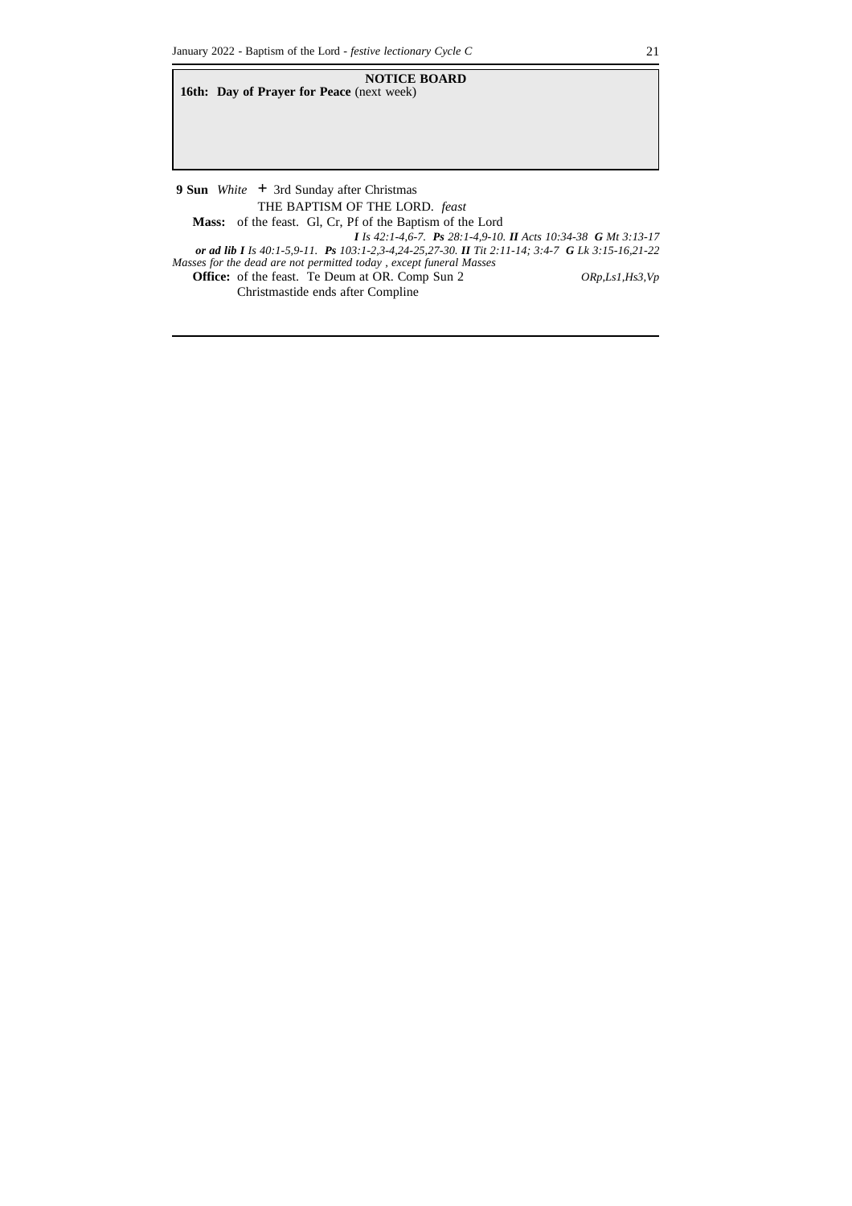**NOTICE BOARD**

**16th: Day of Prayer for Peace** (next week)

**9 Sun** *White* + 3rd Sunday after Christmas

THE BAPTISM OF THE LORD. *feast*

**Mass:** of the feast. Gl, Cr, Pf of the Baptism of the Lord

*__I__ Is 42:1-4,6-7. __Ps__ 28:1-4,9-10. __II__ Acts 10:34-38 __G__ Mt 3:13-17*

*__or ad lib I__ Is 40:1-5,9-11. __Ps__ 103:1-2,3-4,24-25,27-30. __II__ Tit 2:11-14; 3:4-7 __G__ Lk 3:15-16,21-22*

*Masses for the dead are not permitted today , except funeral Masses*

**Office:** of the feast. Te Deum at OR. Comp Sun 2 *ORp,Ls1,Hs3,Vp*

Christmastide ends after Compline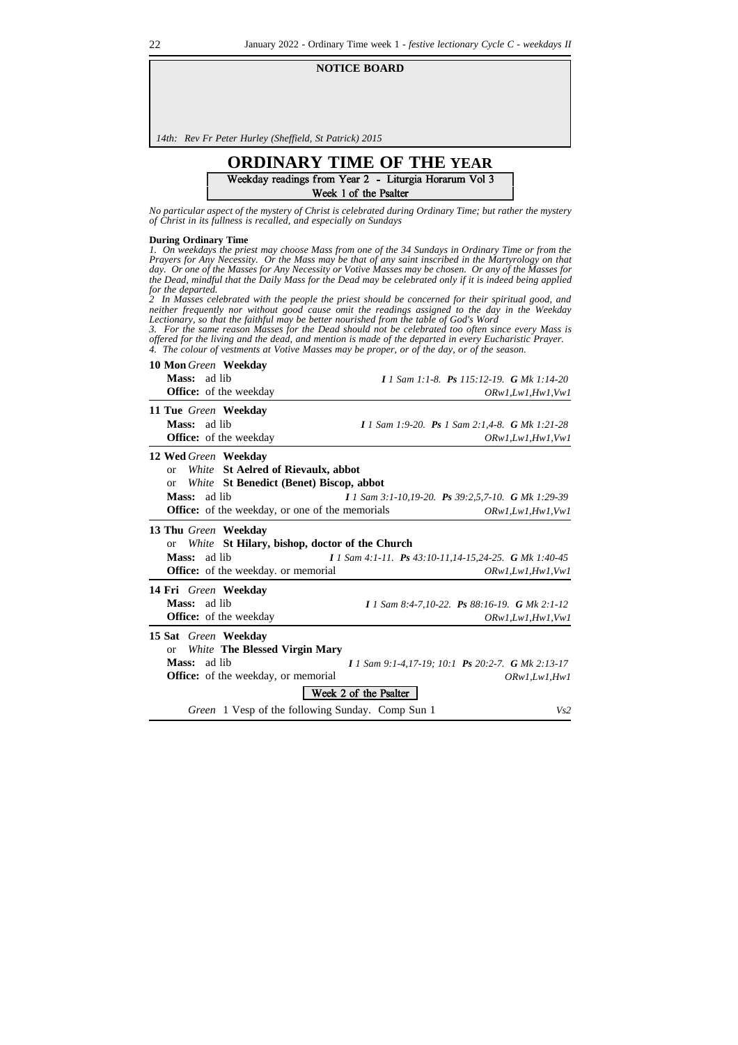**NOTICE BOARD**

*14th: Rev Fr Peter Hurley (Sheffield, St Patrick) 2015*

# ORDINARY TIME OF THE YEAR

Weekday readings from Year 2 - Liturgia Horarum Vol 3
Week 1 of the Psalter

*No particular aspect of the mystery of Christ is celebrated during Ordinary Time; but rather the mystery of Christ in its fullness is recalled, and especially on Sundays*

**During Ordinary Time**

*1. On weekdays the priest may choose Mass from one of the 34 Sundays in Ordinary Time or from the Prayers for Any Necessity. Or the Mass may be that of any saint inscribed in the Martyrology on that day. Or one of the Masses for Any Necessity or Votive Masses may be chosen. Or any of the Masses for the Dead, mindful that the Daily Mass for the Dead may be celebrated only if it is indeed being applied for the departed.*

*2 In Masses celebrated with the people the priest should be concerned for their spiritual good, and neither frequently nor without good cause omit the readings assigned to the day in the Weekday Lectionary, so that the faithful may be better nourished from the table of God's Word*

*3. For the same reason Masses for the Dead should not be celebrated too often since every Mass is offered for the living and the dead, and mention is made of the departed in every Eucharistic Prayer.*

*4. The colour of vestments at Votive Masses may be proper, or of the day, or of the season.*

**10 Mon** *Green* **Weekday**
**Mass:** ad lib — ***I*** *1 Sam 1:1-8.* ***Ps*** *115:12-19.* ***G*** *Mk 1:14-20*
**Office:** of the weekday — *ORw1,Lw1,Hw1,Vw1*

**11 Tue** *Green* **Weekday**
**Mass:** ad lib — ***I*** *1 Sam 1:9-20.* ***Ps*** *1 Sam 2:1,4-8.* ***G*** *Mk 1:21-28*
**Office:** of the weekday — *ORw1,Lw1,Hw1,Vw1*

**12 Wed** *Green* **Weekday**
or *White* **St Aelred of Rievaulx, abbot**
or *White* **St Benedict (Benet) Biscop, abbot**
**Mass:** ad lib — ***I*** *1 Sam 3:1-10,19-20.* ***Ps*** *39:2,5,7-10.* ***G*** *Mk 1:29-39*
**Office:** of the weekday, or one of the memorials — *ORw1,Lw1,Hw1,Vw1*

**13 Thu** *Green* **Weekday**
or *White* **St Hilary, bishop, doctor of the Church**
**Mass:** ad lib — ***I*** *1 Sam 4:1-11.* ***Ps*** *43:10-11,14-15,24-25.* ***G*** *Mk 1:40-45*
**Office:** of the weekday. or memorial — *ORw1,Lw1,Hw1,Vw1*

**14 Fri** *Green* **Weekday**
**Mass:** ad lib — ***I*** *1 Sam 8:4-7,10-22.* ***Ps*** *88:16-19.* ***G*** *Mk 2:1-12*
**Office:** of the weekday — *ORw1,Lw1,Hw1,Vw1*

**15 Sat** *Green* **Weekday**
or *White* **The Blessed Virgin Mary**
**Mass:** ad lib — ***I*** *1 Sam 9:1-4,17-19; 10:1* ***Ps*** *20:2-7.* ***G*** *Mk 2:13-17*
**Office:** of the weekday, or memorial — *ORw1,Lw1,Hw1*

Week 2 of the Psalter

*Green* 1 Vesp of the following Sunday. Comp Sun 1 — *Vs2*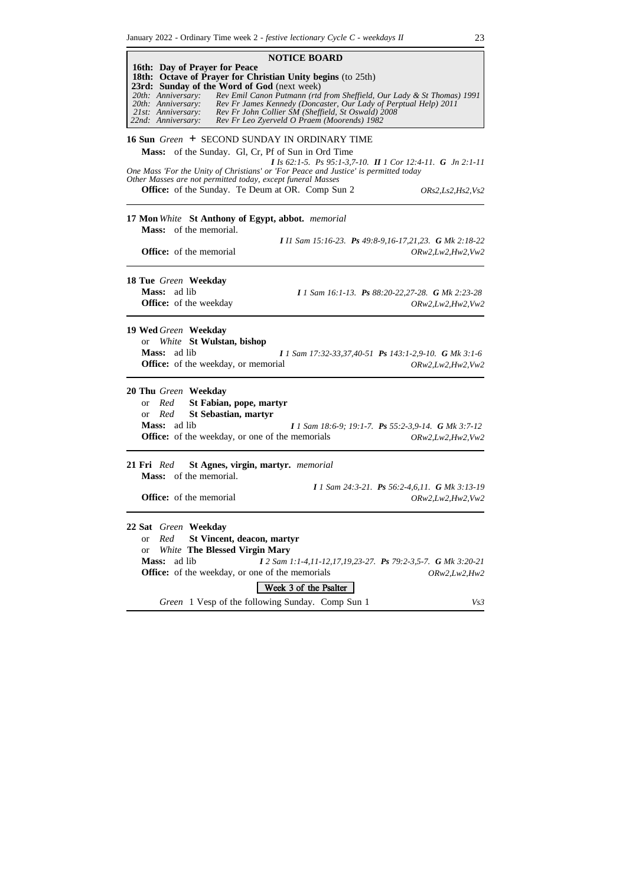## NOTICE BOARD

**16th: Day of Prayer for Peace**
**18th: Octave of Prayer for Christian Unity begins** (to 25th)
**23rd: Sunday of the Word of God** (next week)
*20th: Anniversary: Rev Emil Canon Putmann (rtd from Sheffield, Our Lady & St Thomas) 1991*
*20th: Anniversary: Rev Fr James Kennedy (Doncaster, Our Lady of Perptual Help) 2011*
*21st: Anniversary: Rev Fr John Collier SM (Sheffield, St Oswald) 2008*
*22nd: Anniversary: Rev Fr Leo Zyerveld O Praem (Moorends) 1982*

---

**16 Sun** *Green* + SECOND SUNDAY IN ORDINARY TIME

**Mass:** of the Sunday. Gl, Cr, Pf of Sun in Ord Time
***I*** *Is 62:1-5.* ***Ps*** *95:1-3,7-10.* ***II*** *1 Cor 12:4-11.* ***G*** *Jn 2:1-11*
*One Mass 'For the Unity of Christians' or 'For Peace and Justice' is permitted today*
*Other Masses are not permitted today, except funeral Masses*
**Office:** of the Sunday. Te Deum at OR. Comp Sun 2 *ORs2,Ls2,Hs2,Vs2*

---

**17 Mon** *White* **St Anthony of Egypt, abbot.** *memorial*
**Mass:** of the memorial.
***I*** *I1 Sam 15:16-23.* ***Ps*** *49:8-9,16-17,21,23.* ***G*** *Mk 2:18-22*
**Office:** of the memorial *ORw2,Lw2,Hw2,Vw2*

---

**18 Tue** *Green* **Weekday**
**Mass:** ad lib ***I*** *1 Sam 16:1-13.* ***Ps*** *88:20-22,27-28.* ***G*** *Mk 2:23-28*
**Office:** of the weekday *ORw2,Lw2,Hw2,Vw2*

---

**19 Wed** *Green* **Weekday**
or *White* **St Wulstan, bishop**
**Mass:** ad lib ***I*** *1 Sam 17:32-33,37,40-51* ***Ps*** *143:1-2,9-10.* ***G*** *Mk 3:1-6*
**Office:** of the weekday, or memorial *ORw2,Lw2,Hw2,Vw2*

---

**20 Thu** *Green* **Weekday**
or *Red* **St Fabian, pope, martyr**
or *Red* **St Sebastian, martyr**
**Mass:** ad lib ***I*** *1 Sam 18:6-9; 19:1-7.* ***Ps*** *55:2-3,9-14.* ***G*** *Mk 3:7-12*
**Office:** of the weekday, or one of the memorials *ORw2,Lw2,Hw2,Vw2*

---

**21 Fri** *Red* **St Agnes, virgin, martyr.** *memorial*
**Mass:** of the memorial.
***I*** *1 Sam 24:3-21.* ***Ps*** *56:2-4,6,11.* ***G*** *Mk 3:13-19*
**Office:** of the memorial *ORw2,Lw2,Hw2,Vw2*

---

**22 Sat** *Green* **Weekday**
or *Red* **St Vincent, deacon, martyr**
or *White* **The Blessed Virgin Mary**
**Mass:** ad lib ***I*** *2 Sam 1:1-4,11-12,17,19,23-27.* ***Ps*** *79:2-3,5-7.* ***G*** *Mk 3:20-21*
**Office:** of the weekday, or one of the memorials *ORw2,Lw2,Hw2*

**Week 3 of the Psalter**

*Green* 1 Vesp of the following Sunday. Comp Sun 1 *Vs3*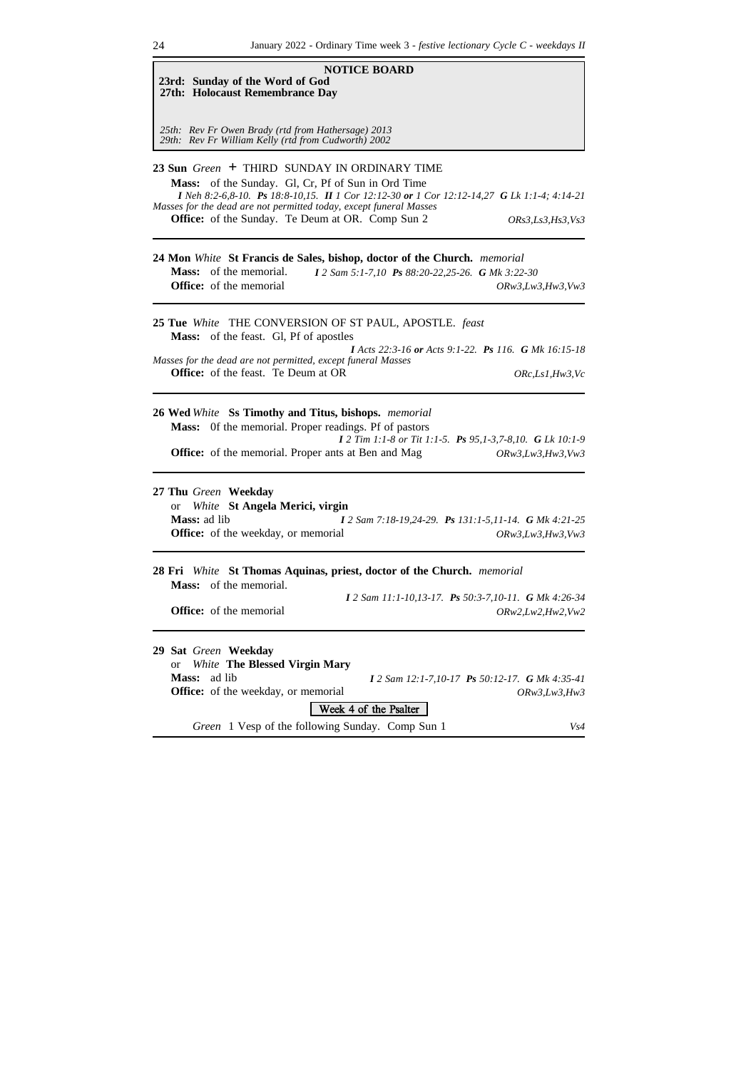## NOTICE BOARD

**23rd: Sunday of the Word of God**
**27th: Holocaust Remembrance Day**

*25th: Rev Fr Owen Brady (rtd from Hathersage) 2013*
*29th: Rev Fr William Kelly (rtd from Cudworth) 2002*

---

**23 Sun** *Green* + THIRD SUNDAY IN ORDINARY TIME

**Mass:** of the Sunday. Gl, Cr, Pf of Sun in Ord Time
***I*** *Neh 8:2-6,8-10.* ***Ps*** *18:8-10,15.* ***II*** *1 Cor 12:12-30* ***or*** *1 Cor 12:12-14,27* ***G*** *Lk 1:1-4; 4:14-21*
*Masses for the dead are not permitted today, except funeral Masses*
**Office:** of the Sunday. Te Deum at OR. Comp Sun 2 — *ORs3,Ls3,Hs3,Vs3*

---

**24 Mon** *White* **St Francis de Sales, bishop, doctor of the Church.** *memorial*

**Mass:** of the memorial. ***I*** *2 Sam 5:1-7,10* ***Ps*** *88:20-22,25-26.* ***G*** *Mk 3:22-30*
**Office:** of the memorial — *ORw3,Lw3,Hw3,Vw3*

---

**25 Tue** *White* THE CONVERSION OF ST PAUL, APOSTLE. *feast*

**Mass:** of the feast. Gl, Pf of apostles
***I*** *Acts 22:3-16* ***or*** *Acts 9:1-22.* ***Ps*** *116.* ***G*** *Mk 16:15-18*
*Masses for the dead are not permitted, except funeral Masses*
**Office:** of the feast. Te Deum at OR — *ORc,Ls1,Hw3,Vc*

---

**26 Wed** *White* **Ss Timothy and Titus, bishops.** *memorial*

**Mass:** 0f the memorial. Proper readings. Pf of pastors
***I*** *2 Tim 1:1-8 or Tit 1:1-5.* ***Ps*** *95,1-3,7-8,10.* ***G*** *Lk 10:1-9*
**Office:** of the memorial. Proper ants at Ben and Mag — *ORw3,Lw3,Hw3,Vw3*

---

**27 Thu** *Green* **Weekday**
or *White* **St Angela Merici, virgin**

**Mass:** ad lib ***I*** *2 Sam 7:18-19,24-29.* ***Ps*** *131:1-5,11-14.* ***G*** *Mk 4:21-25*
**Office:** of the weekday, or memorial — *ORw3,Lw3,Hw3,Vw3*

---

**28 Fri** *White* **St Thomas Aquinas, priest, doctor of the Church.** *memorial*

**Mass:** of the memorial.
***I*** *2 Sam 11:1-10,13-17.* ***Ps*** *50:3-7,10-11.* ***G*** *Mk 4:26-34*
**Office:** of the memorial — *ORw2,Lw2,Hw2,Vw2*

---

**29 Sat** *Green* **Weekday**
or *White* **The Blessed Virgin Mary**

**Mass:** ad lib ***I*** *2 Sam 12:1-7,10-17* ***Ps*** *50:12-17.* ***G*** *Mk 4:35-41*
**Office:** of the weekday, or memorial — *ORw3,Lw3,Hw3*

Week 4 of the Psalter

*Green* 1 Vesp of the following Sunday. Comp Sun 1 — *Vs4*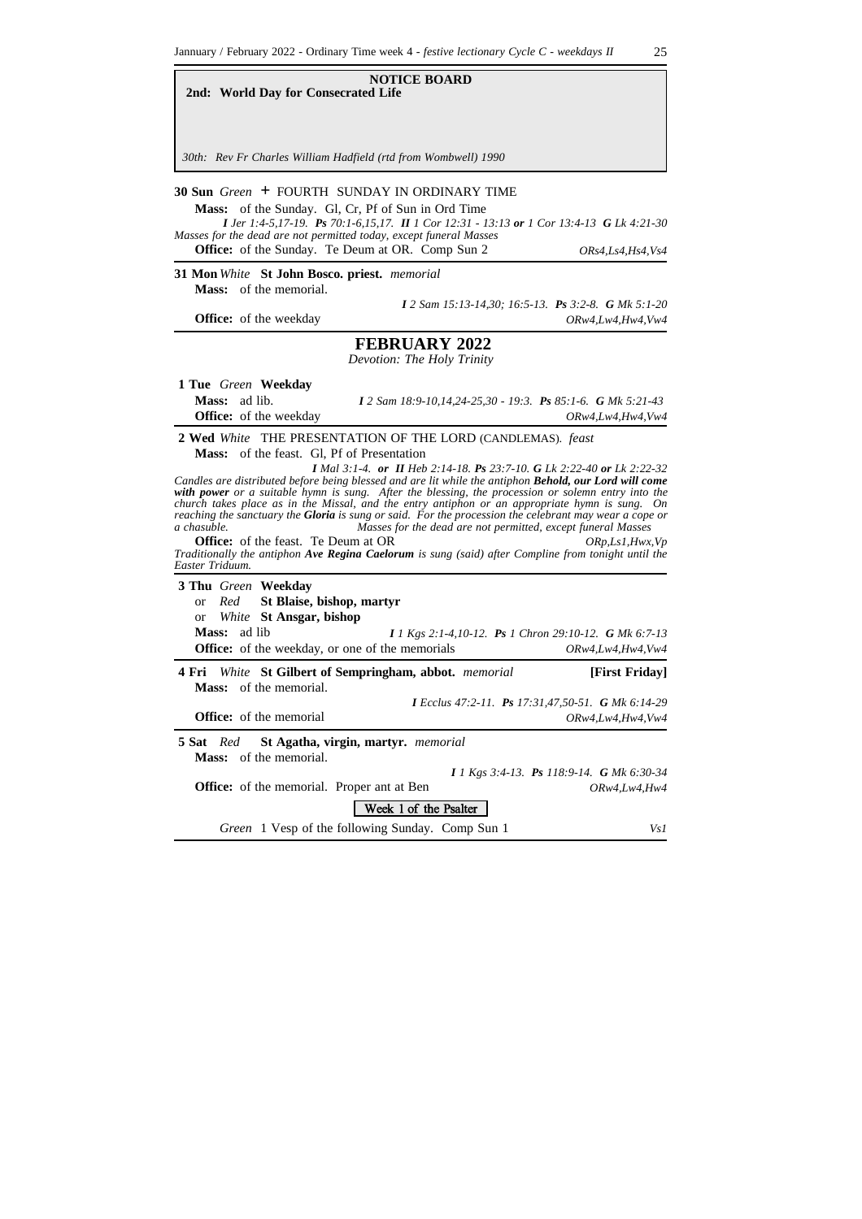**NOTICE BOARD**

**2nd: World Day for Consecrated Life**

*30th: Rev Fr Charles William Hadfield (rtd from Wombwell) 1990*

---

**30 Sun** *Green* + FOURTH SUNDAY IN ORDINARY TIME

**Mass:** of the Sunday. Gl, Cr, Pf of Sun in Ord Time

***I*** *Jer 1:4-5,17-19.* ***Ps*** *70:1-6,15,17.* ***II*** *1 Cor 12:31 - 13:13* ***or*** *1 Cor 13:4-13* ***G*** *Lk 4:21-30*

*Masses for the dead are not permitted today, except funeral Masses*

**Office:** of the Sunday. Te Deum at OR. Comp Sun 2 — *ORs4,Ls4,Hs4,Vs4*

---

**31 Mon** *White* **St John Bosco. priest.** *memorial*

**Mass:** of the memorial.

***I*** *2 Sam 15:13-14,30; 16:5-13.* ***Ps*** *3:2-8.* ***G*** *Mk 5:1-20*

**Office:** of the weekday — *ORw4,Lw4,Hw4,Vw4*

## FEBRUARY 2022

*Devotion: The Holy Trinity*

**1 Tue** *Green* **Weekday**

**Mass:** ad lib. — ***I*** *2 Sam 18:9-10,14,24-25,30 - 19:3.* ***Ps*** *85:1-6.* ***G*** *Mk 5:21-43*

**Office:** of the weekday — *ORw4,Lw4,Hw4,Vw4*

---

**2 Wed** *White* THE PRESENTATION OF THE LORD (CANDLEMAS). *feast*

**Mass:** of the feast. Gl, Pf of Presentation

***I*** *Mal 3:1-4.* ***or II*** *Heb 2:14-18.* ***Ps*** *23:7-10.* ***G*** *Lk 2:22-40* ***or*** *Lk 2:22-32*

*Candles are distributed before being blessed and are lit while the antiphon* ***Behold, our Lord will come with power*** *or a suitable hymn is sung. After the blessing, the procession or solemn entry into the church takes place as in the Missal, and the entry antiphon or an appropriate hymn is sung. On reaching the sanctuary the* ***Gloria*** *is sung or said. For the procession the celebrant may wear a cope or a chasuble.* *Masses for the dead are not permitted, except funeral Masses*

**Office:** of the feast. Te Deum at OR — *ORp,Ls1,Hwx,Vp*

*Traditionally the antiphon* ***Ave Regina Caelorum*** *is sung (said) after Compline from tonight until the Easter Triduum.*

---

**3 Thu** *Green* **Weekday**

or *Red* **St Blaise, bishop, martyr**

or *White* **St Ansgar, bishop**

**Mass:** ad lib — ***I*** *1 Kgs 2:1-4,10-12.* ***Ps*** *1 Chron 29:10-12.* ***G*** *Mk 6:7-13*

**Office:** of the weekday, or one of the memorials — *ORw4,Lw4,Hw4,Vw4*

---

**4 Fri** *White* **St Gilbert of Sempringham, abbot.** *memorial* **[First Friday]**

**Mass:** of the memorial.

***I*** *Ecclus 47:2-11.* ***Ps*** *17:31,47,50-51.* ***G*** *Mk 6:14-29*

**Office:** of the memorial — *ORw4,Lw4,Hw4,Vw4*

---

**5 Sat** *Red* **St Agatha, virgin, martyr.** *memorial*

**Mass:** of the memorial.

***I*** *1 Kgs 3:4-13.* ***Ps*** *118:9-14.* ***G*** *Mk 6:30-34*

**Office:** of the memorial. Proper ant at Ben — *ORw4,Lw4,Hw4*

Week 1 of the Psalter

*Green* 1 Vesp of the following Sunday. Comp Sun 1 — *Vs1*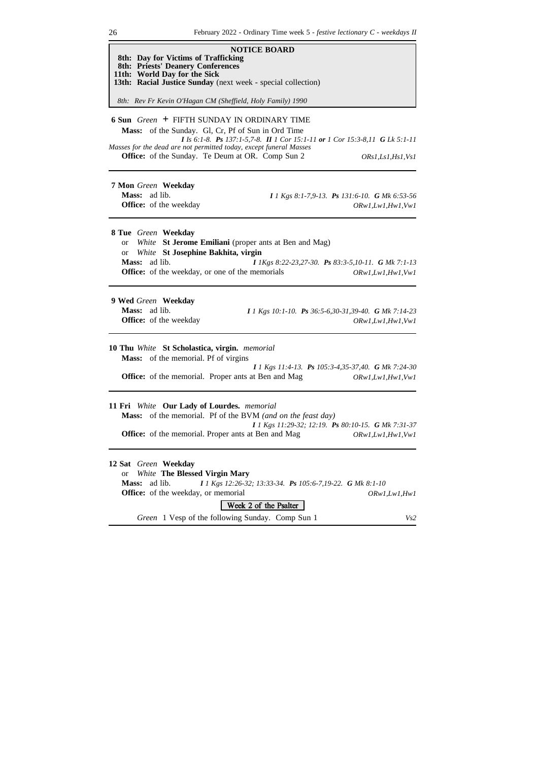## NOTICE BOARD

**8th: Day for Victims of Trafficking**
**8th: Priests' Deanery Conferences**
**11th: World Day for the Sick**
**13th: Racial Justice Sunday** (next week - special collection)

*8th: Rev Fr Kevin O'Hagan CM (Sheffield, Holy Family) 1990*

---

**6 Sun** *Green* + FIFTH SUNDAY IN ORDINARY TIME

**Mass:** of the Sunday. Gl, Cr, Pf of Sun in Ord Time

***I** Is 6:1-8. **Ps** 137:1-5,7-8. **II** 1 Cor 15:1-11 **or** 1 Cor 15:3-8,11 **G** Lk 5:1-11*

*Masses for the dead are not permitted today, except funeral Masses*

**Office:** of the Sunday. Te Deum at OR. Comp Sun 2 — *ORs1,Ls1,Hs1,Vs1*

---

**7 Mon** *Green* **Weekday**

**Mass:** ad lib. — ***I** 1 Kgs 8:1-7,9-13. **Ps** 131:6-10. **G** Mk 6:53-56*

**Office:** of the weekday — *ORw1,Lw1,Hw1,Vw1*

---

**8 Tue** *Green* **Weekday**

or *White* **St Jerome Emiliani** (proper ants at Ben and Mag)

or *White* **St Josephine Bakhita, virgin**

**Mass:** ad lib. — ***I** 1Kgs 8:22-23,27-30. **Ps** 83:3-5,10-11. **G** Mk 7:1-13*

**Office:** of the weekday, or one of the memorials — *ORw1,Lw1,Hw1,Vw1*

---

**9 Wed** *Green* **Weekday**

**Mass:** ad lib. — ***I** 1 Kgs 10:1-10. **Ps** 36:5-6,30-31,39-40. **G** Mk 7:14-23*

**Office:** of the weekday — *ORw1,Lw1,Hw1,Vw1*

---

**10 Thu** *White* **St Scholastica, virgin.** *memorial*

**Mass:** of the memorial. Pf of virgins

***I** 1 Kgs 11:4-13. **Ps** 105:3-4,35-37,40. **G** Mk 7:24-30*

**Office:** of the memorial. Proper ants at Ben and Mag — *ORw1,Lw1,Hw1,Vw1*

---

**11 Fri** *White* **Our Lady of Lourdes.** *memorial*

**Mass:** of the memorial. Pf of the BVM *(and on the feast day)*

***I** 1 Kgs 11:29-32; 12:19. **Ps** 80:10-15. **G** Mk 7:31-37*

**Office:** of the memorial. Proper ants at Ben and Mag — *ORw1,Lw1,Hw1,Vw1*

---

**12 Sat** *Green* **Weekday**

or *White* **The Blessed Virgin Mary**

**Mass:** ad lib. ***I** 1 Kgs 12:26-32; 13:33-34. **Ps** 105:6-7,19-22. **G** Mk 8:1-10*

**Office:** of the weekday, or memorial — *ORw1,Lw1,Hw1*

**Week 2 of the Psalter**

*Green* 1 Vesp of the following Sunday. Comp Sun 1 — *Vs2*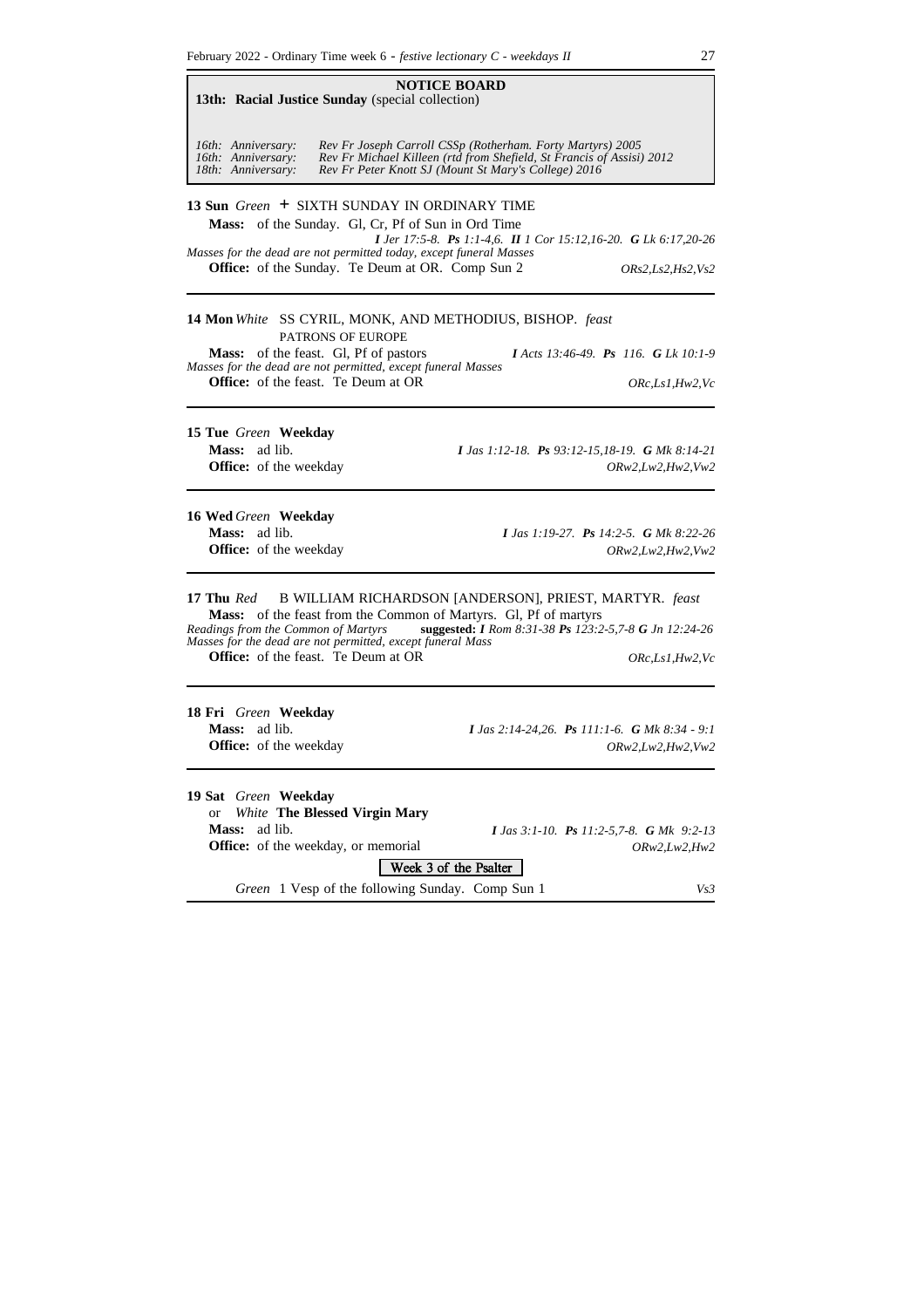## NOTICE BOARD

**13th: Racial Justice Sunday** (special collection)

*16th: Anniversary:* *Rev Fr Joseph Carroll CSSp (Rotherham. Forty Martyrs) 2005*
*16th: Anniversary:* *Rev Fr Michael Killeen (rtd from Shefield, St Francis of Assisi) 2012*
*18th: Anniversary:* *Rev Fr Peter Knott SJ (Mount St Mary's College) 2016*

---

**13 Sun** *Green* + SIXTH SUNDAY IN ORDINARY TIME

**Mass:** of the Sunday. Gl, Cr, Pf of Sun in Ord Time
***I*** *Jer 17:5-8.* ***Ps*** *1:1-4,6.* ***II*** *1 Cor 15:12,16-20.* ***G*** *Lk 6:17,20-26*

*Masses for the dead are not permitted today, except funeral Masses*

**Office:** of the Sunday. Te Deum at OR. Comp Sun 2 — *ORs2,Ls2,Hs2,Vs2*

---

**14 Mon** *White* SS CYRIL, MONK, AND METHODIUS, BISHOP. *feast*
PATRONS OF EUROPE

**Mass:** of the feast. Gl, Pf of pastors — ***I*** *Acts 13:46-49.* ***Ps*** *116.* ***G*** *Lk 10:1-9*

*Masses for the dead are not permitted, except funeral Masses*

**Office:** of the feast. Te Deum at OR — *ORc,Ls1,Hw2,Vc*

---

**15 Tue** *Green* **Weekday**

**Mass:** ad lib. — ***I*** *Jas 1:12-18.* ***Ps*** *93:12-15,18-19.* ***G*** *Mk 8:14-21*

**Office:** of the weekday — *ORw2,Lw2,Hw2,Vw2*

---

**16 Wed** *Green* **Weekday**

**Mass:** ad lib. — ***I*** *Jas 1:19-27.* ***Ps*** *14:2-5.* ***G*** *Mk 8:22-26*

**Office:** of the weekday — *ORw2,Lw2,Hw2,Vw2*

---

**17 Thu** *Red* B WILLIAM RICHARDSON [ANDERSON], PRIEST, MARTYR. *feast*

**Mass:** of the feast from the Common of Martyrs. Gl, Pf of martyrs

*Readings from the Common of Martyrs* **suggested:** ***I*** *Rom 8:31-38* ***Ps*** *123:2-5,7-8* ***G*** *Jn 12:24-26*

*Masses for the dead are not permitted, except funeral Mass*

**Office:** of the feast. Te Deum at OR — *ORc,Ls1,Hw2,Vc*

---

**18 Fri** *Green* **Weekday**

**Mass:** ad lib. — ***I*** *Jas 2:14-24,26.* ***Ps*** *111:1-6.* ***G*** *Mk 8:34 - 9:1*

**Office:** of the weekday — *ORw2,Lw2,Hw2,Vw2*

---

**19 Sat** *Green* **Weekday**
or *White* **The Blessed Virgin Mary**

**Mass:** ad lib. — ***I*** *Jas 3:1-10.* ***Ps*** *11:2-5,7-8.* ***G*** *Mk 9:2-13*

**Office:** of the weekday, or memorial — *ORw2,Lw2,Hw2*

**Week 3 of the Psalter**

*Green* 1 Vesp of the following Sunday. Comp Sun 1 — *Vs3*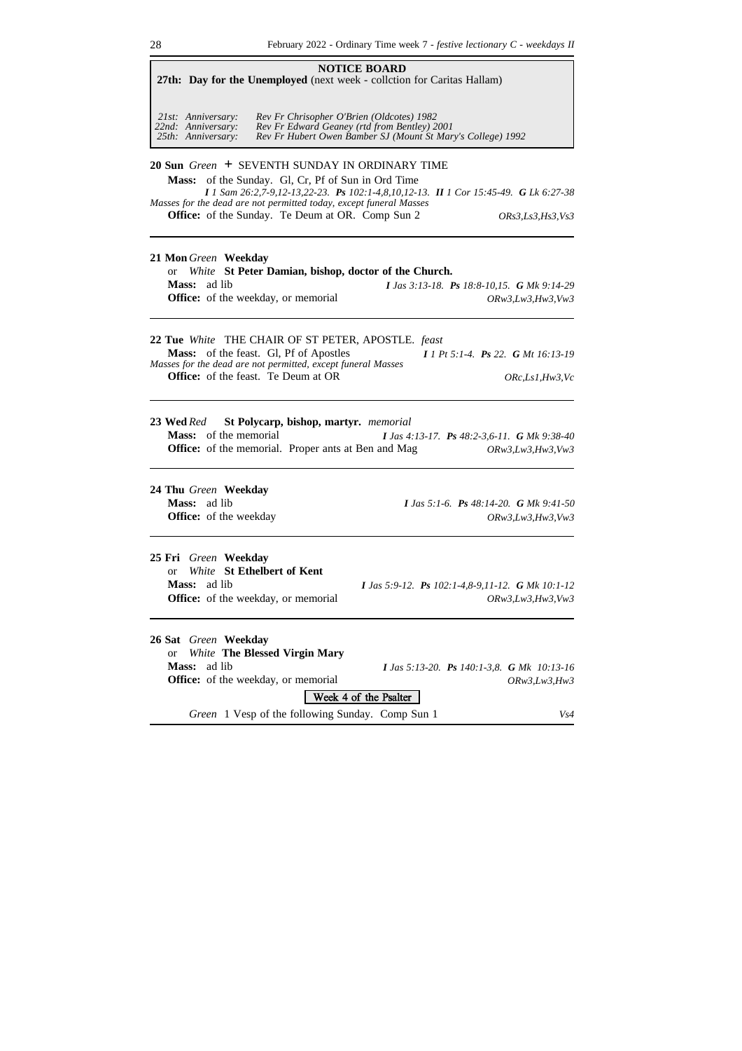## NOTICE BOARD

**27th: Day for the Unemployed** (next week - collction for Caritas Hallam)

*21st: Anniversary:* *Rev Fr Chrisopher O'Brien (Oldcotes) 1982*
*22nd: Anniversary:* *Rev Fr Edward Geaney (rtd from Bentley) 2001*
*25th: Anniversary:* *Rev Fr Hubert Owen Bamber SJ (Mount St Mary's College) 1992*

---

**20 Sun** *Green* + SEVENTH SUNDAY IN ORDINARY TIME

**Mass:** of the Sunday. Gl, Cr, Pf of Sun in Ord Time
***I** 1 Sam 26:2,7-9,12-13,22-23. **Ps** 102:1-4,8,10,12-13. **II** 1 Cor 15:45-49. **G** Lk 6:27-38*
*Masses for the dead are not permitted today, except funeral Masses*
**Office:** of the Sunday. Te Deum at OR. Comp Sun 2 — *ORs3,Ls3,Hs3,Vs3*

---

**21 Mon** *Green* **Weekday**
or *White* **St Peter Damian, bishop, doctor of the Church.**
**Mass:** ad lib — ***I** Jas 3:13-18. **Ps** 18:8-10,15. **G** Mk 9:14-29*
**Office:** of the weekday, or memorial — *ORw3,Lw3,Hw3,Vw3*

---

**22 Tue** *White* THE CHAIR OF ST PETER, APOSTLE. *feast*
**Mass:** of the feast. Gl, Pf of Apostles — ***I** 1 Pt 5:1-4. **Ps** 22. **G** Mt 16:13-19*
*Masses for the dead are not permitted, except funeral Masses*
**Office:** of the feast. Te Deum at OR — *ORc,Ls1,Hw3,Vc*

---

**23 Wed** *Red* **St Polycarp, bishop, martyr.** *memorial*
**Mass:** of the memorial — ***I** Jas 4:13-17. **Ps** 48:2-3,6-11. **G** Mk 9:38-40*
**Office:** of the memorial. Proper ants at Ben and Mag — *ORw3,Lw3,Hw3,Vw3*

---

**24 Thu** *Green* **Weekday**
**Mass:** ad lib — ***I** Jas 5:1-6. **Ps** 48:14-20. **G** Mk 9:41-50*
**Office:** of the weekday — *ORw3,Lw3,Hw3,Vw3*

---

**25 Fri** *Green* **Weekday**
or *White* **St Ethelbert of Kent**
**Mass:** ad lib — ***I** Jas 5:9-12. **Ps** 102:1-4,8-9,11-12. **G** Mk 10:1-12*
**Office:** of the weekday, or memorial — *ORw3,Lw3,Hw3,Vw3*

---

**26 Sat** *Green* **Weekday**
or *White* **The Blessed Virgin Mary**
**Mass:** ad lib — ***I** Jas 5:13-20. **Ps** 140:1-3,8. **G** Mk 10:13-16*
**Office:** of the weekday, or memorial — *ORw3,Lw3,Hw3*

Week 4 of the Psalter

*Green* 1 Vesp of the following Sunday. Comp Sun 1 — *Vs4*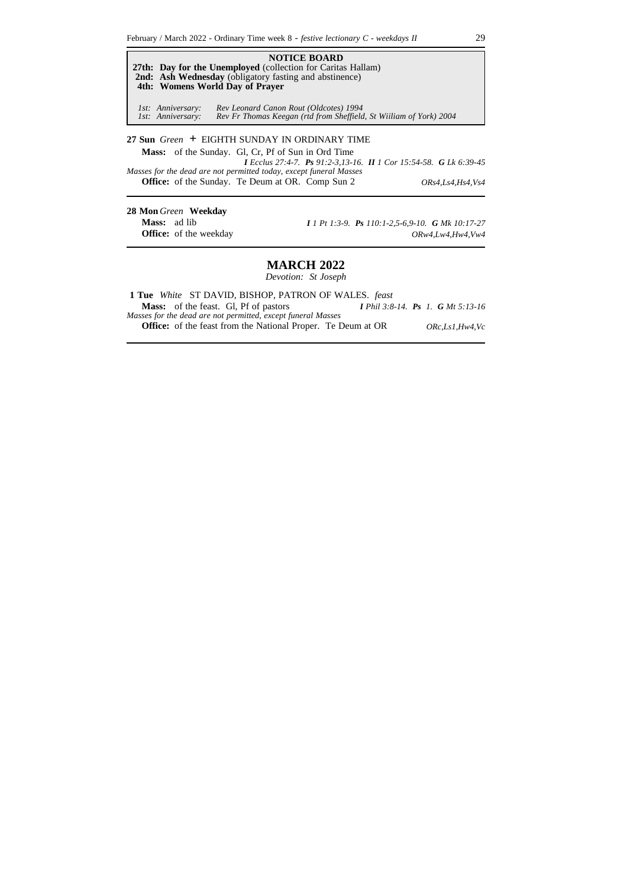**NOTICE BOARD**

**27th: Day for the Unemployed** (collection for Caritas Hallam)
**2nd: Ash Wednesday** (obligatory fasting and abstinence)
**4th: Womens World Day of Prayer**

*1st: Anniversary: Rev Leonard Canon Rout (Oldcotes) 1994*
*1st: Anniversary: Rev Fr Thomas Keegan (rtd from Sheffield, St Wiiliam of York) 2004*

**27 Sun** *Green* + EIGHTH SUNDAY IN ORDINARY TIME

**Mass:** of the Sunday. Gl, Cr, Pf of Sun in Ord Time
***I*** *Ecclus 27:4-7.* ***Ps*** *91:2-3,13-16.* ***II*** *1 Cor 15:54-58.* ***G*** *Lk 6:39-45*
*Masses for the dead are not permitted today, except funeral Masses*
**Office:** of the Sunday. Te Deum at OR. Comp Sun 2 *ORs4,Ls4,Hs4,Vs4*

**28 Mon** *Green* **Weekday**

**Mass:** ad lib ***I*** *1 Pt 1:3-9.* ***Ps*** *110:1-2,5-6,9-10.* ***G*** *Mk 10:17-27*
**Office:** of the weekday *ORw4,Lw4,Hw4,Vw4*

## MARCH 2022

*Devotion: St Joseph*

**1 Tue** *White* ST DAVID, BISHOP, PATRON OF WALES. *feast*

**Mass:** of the feast. Gl, Pf of pastors ***I*** *Phil 3:8-14.* ***Ps*** *1.* ***G*** *Mt 5:13-16*
*Masses for the dead are not permitted, except funeral Masses*
**Office:** of the feast from the National Proper. Te Deum at OR *ORc,Ls1,Hw4,Vc*